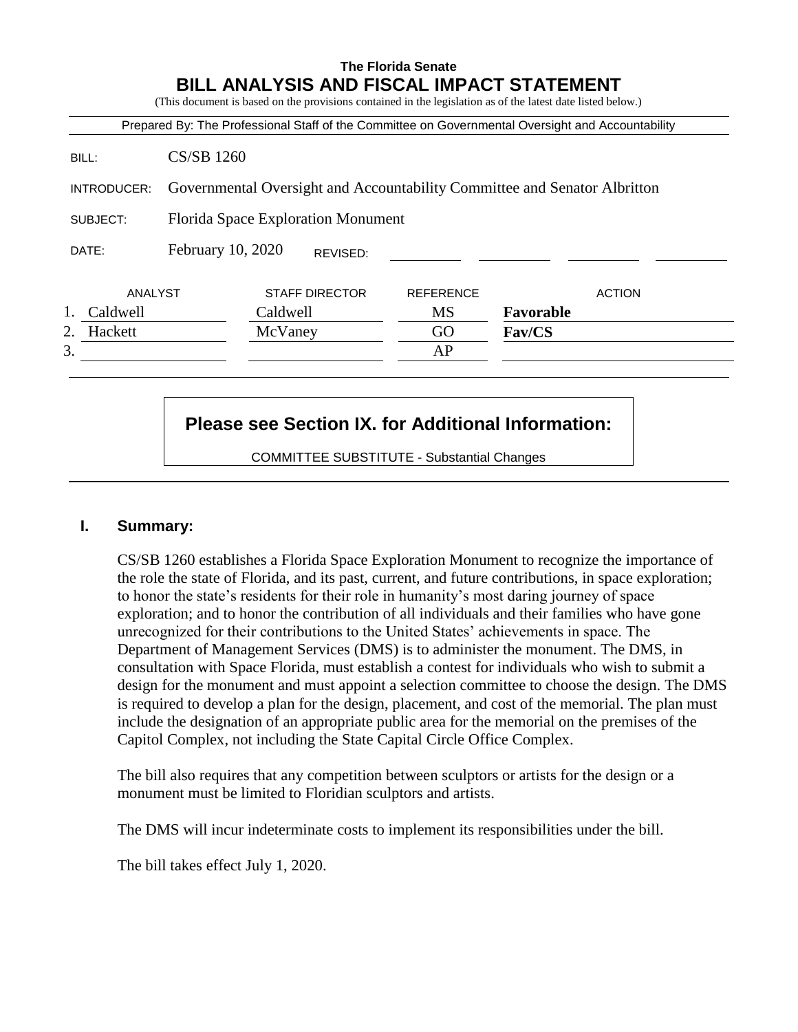# The Florida Senate
# BILL ANALYSIS AND FISCAL IMPACT STATEMENT

(This document is based on the provisions contained in the legislation as of the latest date listed below.)

Prepared By: The Professional Staff of the Committee on Governmental Oversight and Accountability

BILL: CS/SB 1260

INTRODUCER: Governmental Oversight and Accountability Committee and Senator Albritton

SUBJECT: Florida Space Exploration Monument

DATE: February 10, 2020 REVISED:

| | ANALYST | STAFF DIRECTOR | REFERENCE | ACTION |
|---|---|---|---|---|
| 1. | Caldwell | Caldwell | MS | **Favorable** |
| 2. | Hackett | McVaney | GO | **Fav/CS** |
| 3. | | | AP | |

**Please see Section IX. for Additional Information:**

COMMITTEE SUBSTITUTE - Substantial Changes

## I. Summary:

CS/SB 1260 establishes a Florida Space Exploration Monument to recognize the importance of the role the state of Florida, and its past, current, and future contributions, in space exploration; to honor the state's residents for their role in humanity's most daring journey of space exploration; and to honor the contribution of all individuals and their families who have gone unrecognized for their contributions to the United States' achievements in space. The Department of Management Services (DMS) is to administer the monument. The DMS, in consultation with Space Florida, must establish a contest for individuals who wish to submit a design for the monument and must appoint a selection committee to choose the design. The DMS is required to develop a plan for the design, placement, and cost of the memorial. The plan must include the designation of an appropriate public area for the memorial on the premises of the Capitol Complex, not including the State Capital Circle Office Complex.

The bill also requires that any competition between sculptors or artists for the design or a monument must be limited to Floridian sculptors and artists.

The DMS will incur indeterminate costs to implement its responsibilities under the bill.

The bill takes effect July 1, 2020.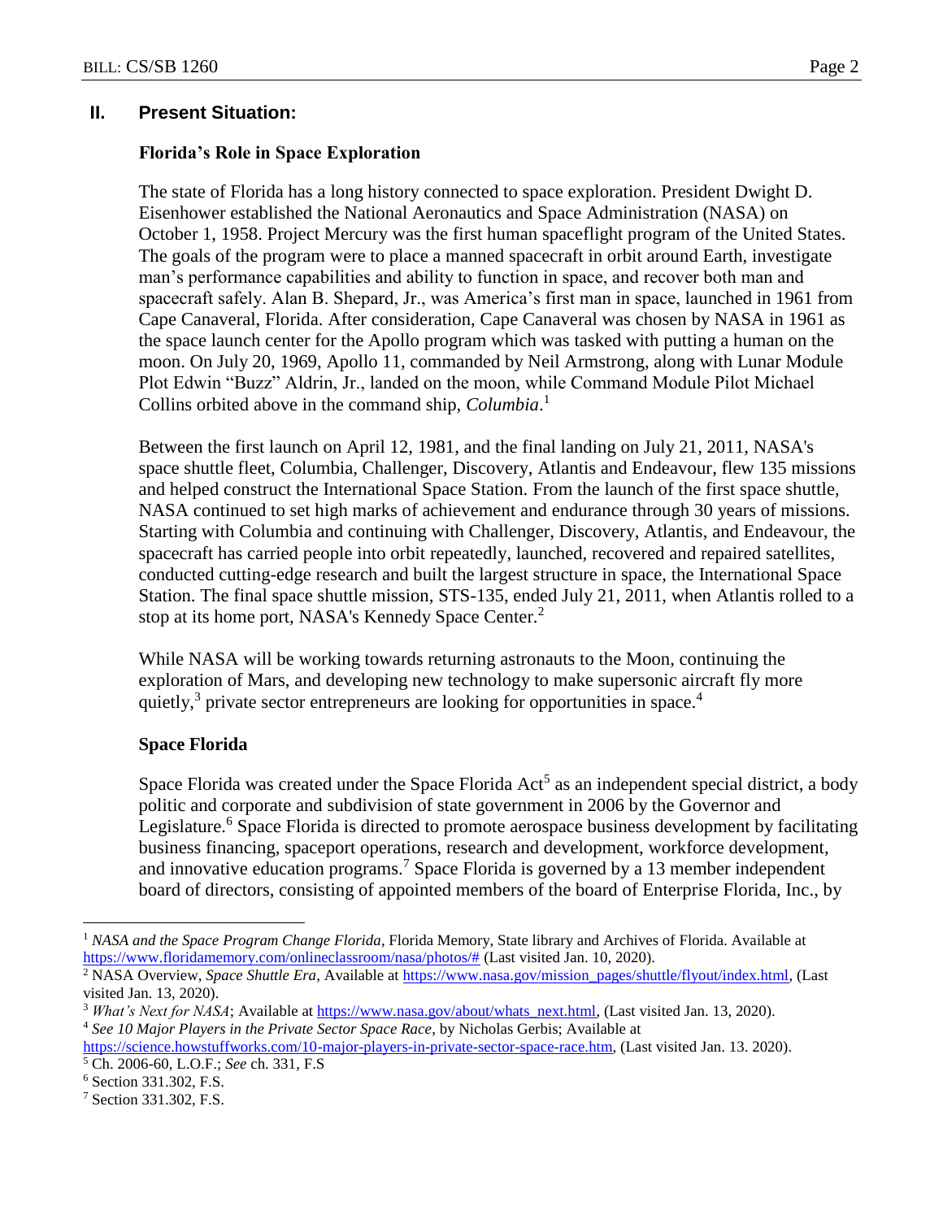## II. Present Situation:

### Florida's Role in Space Exploration

The state of Florida has a long history connected to space exploration. President Dwight D. Eisenhower established the National Aeronautics and Space Administration (NASA) on October 1, 1958. Project Mercury was the first human spaceflight program of the United States. The goals of the program were to place a manned spacecraft in orbit around Earth, investigate man's performance capabilities and ability to function in space, and recover both man and spacecraft safely. Alan B. Shepard, Jr., was America's first man in space, launched in 1961 from Cape Canaveral, Florida. After consideration, Cape Canaveral was chosen by NASA in 1961 as the space launch center for the Apollo program which was tasked with putting a human on the moon. On July 20, 1969, Apollo 11, commanded by Neil Armstrong, along with Lunar Module Plot Edwin "Buzz" Aldrin, Jr., landed on the moon, while Command Module Pilot Michael Collins orbited above in the command ship, *Columbia*.[1]

Between the first launch on April 12, 1981, and the final landing on July 21, 2011, NASA's space shuttle fleet, Columbia, Challenger, Discovery, Atlantis and Endeavour, flew 135 missions and helped construct the International Space Station. From the launch of the first space shuttle, NASA continued to set high marks of achievement and endurance through 30 years of missions. Starting with Columbia and continuing with Challenger, Discovery, Atlantis, and Endeavour, the spacecraft has carried people into orbit repeatedly, launched, recovered and repaired satellites, conducted cutting-edge research and built the largest structure in space, the International Space Station. The final space shuttle mission, STS-135, ended July 21, 2011, when Atlantis rolled to a stop at its home port, NASA's Kennedy Space Center.[2]

While NASA will be working towards returning astronauts to the Moon, continuing the exploration of Mars, and developing new technology to make supersonic aircraft fly more quietly,[3] private sector entrepreneurs are looking for opportunities in space.[4]

### Space Florida

Space Florida was created under the Space Florida Act[5] as an independent special district, a body politic and corporate and subdivision of state government in 2006 by the Governor and Legislature.[6] Space Florida is directed to promote aerospace business development by facilitating business financing, spaceport operations, research and development, workforce development, and innovative education programs.[7] Space Florida is governed by a 13 member independent board of directors, consisting of appointed members of the board of Enterprise Florida, Inc., by

---

[1] *NASA and the Space Program Change Florida*, Florida Memory, State library and Archives of Florida. Available at https://www.floridamemory.com/onlineclassroom/nasa/photos/# (Last visited Jan. 10, 2020).

[2] NASA Overview, *Space Shuttle Era*, Available at https://www.nasa.gov/mission_pages/shuttle/flyout/index.html, (Last visited Jan. 13, 2020).

[3] *What's Next for NASA*; Available at https://www.nasa.gov/about/whats_next.html, (Last visited Jan. 13, 2020).

[4] *See 10 Major Players in the Private Sector Space Race*, by Nicholas Gerbis; Available at https://science.howstuffworks.com/10-major-players-in-private-sector-space-race.htm, (Last visited Jan. 13. 2020).

[5] Ch. 2006-60, L.O.F.; *See* ch. 331, F.S

[6] Section 331.302, F.S.

[7] Section 331.302, F.S.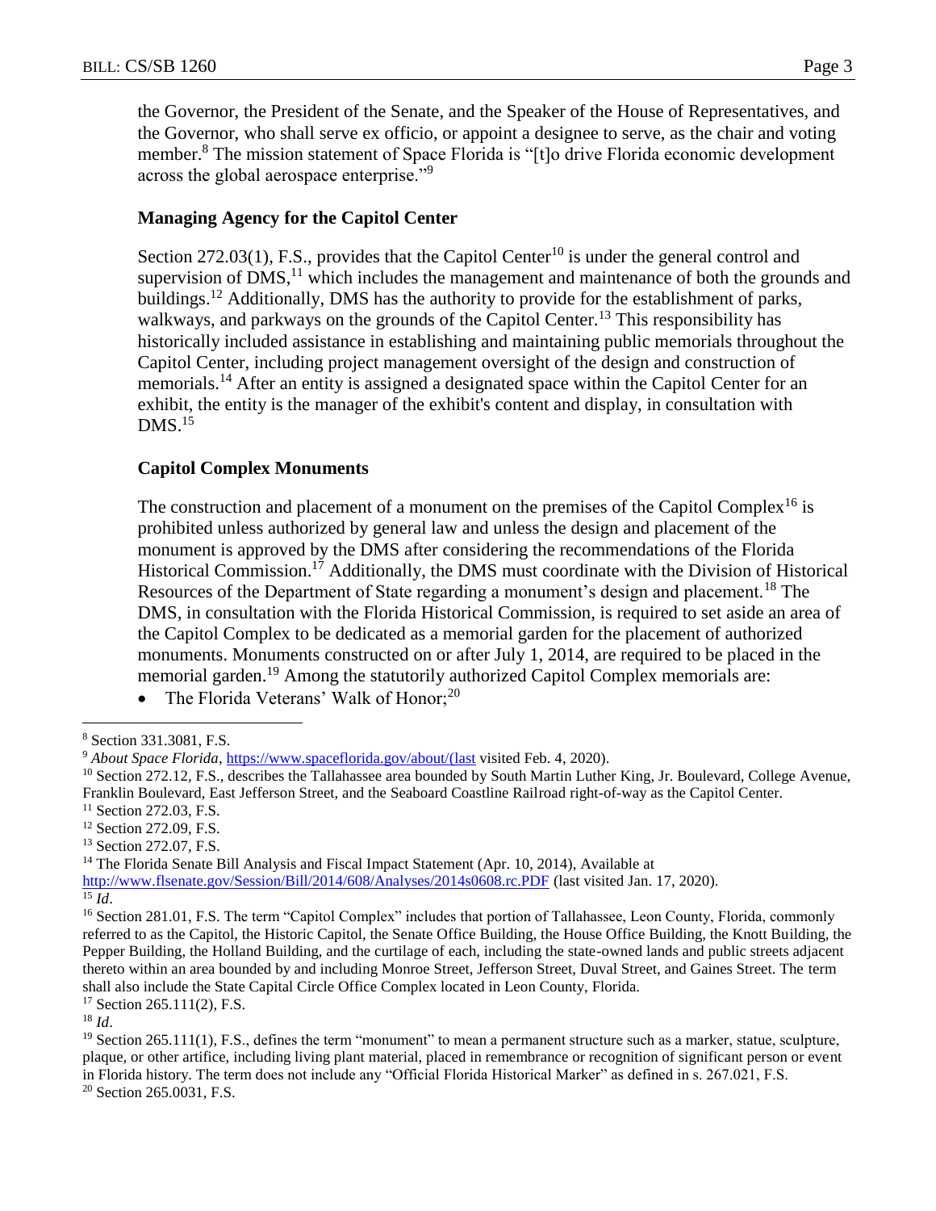the Governor, the President of the Senate, and the Speaker of the House of Representatives, and the Governor, who shall serve ex officio, or appoint a designee to serve, as the chair and voting member.[8] The mission statement of Space Florida is "[t]o drive Florida economic development across the global aerospace enterprise."[9]

### Managing Agency for the Capitol Center

Section 272.03(1), F.S., provides that the Capitol Center[10] is under the general control and supervision of DMS,[11] which includes the management and maintenance of both the grounds and buildings.[12] Additionally, DMS has the authority to provide for the establishment of parks, walkways, and parkways on the grounds of the Capitol Center.[13] This responsibility has historically included assistance in establishing and maintaining public memorials throughout the Capitol Center, including project management oversight of the design and construction of memorials.[14] After an entity is assigned a designated space within the Capitol Center for an exhibit, the entity is the manager of the exhibit's content and display, in consultation with DMS.[15]

### Capitol Complex Monuments

The construction and placement of a monument on the premises of the Capitol Complex[16] is prohibited unless authorized by general law and unless the design and placement of the monument is approved by the DMS after considering the recommendations of the Florida Historical Commission.[17] Additionally, the DMS must coordinate with the Division of Historical Resources of the Department of State regarding a monument's design and placement.[18] The DMS, in consultation with the Florida Historical Commission, is required to set aside an area of the Capitol Complex to be dedicated as a memorial garden for the placement of authorized monuments. Monuments constructed on or after July 1, 2014, are required to be placed in the memorial garden.[19] Among the statutorily authorized Capitol Complex memorials are:

- The Florida Veterans' Walk of Honor;[20]

---

[8] Section 331.3081, F.S.

[9] *About Space Florida*, https://www.spaceflorida.gov/about/(last visited Feb. 4, 2020).

[10] Section 272.12, F.S., describes the Tallahassee area bounded by South Martin Luther King, Jr. Boulevard, College Avenue, Franklin Boulevard, East Jefferson Street, and the Seaboard Coastline Railroad right-of-way as the Capitol Center.

[11] Section 272.03, F.S.

[12] Section 272.09, F.S.

[13] Section 272.07, F.S.

[14] The Florida Senate Bill Analysis and Fiscal Impact Statement (Apr. 10, 2014), Available at http://www.flsenate.gov/Session/Bill/2014/608/Analyses/2014s0608.rc.PDF (last visited Jan. 17, 2020).

[15] *Id*.

[16] Section 281.01, F.S. The term "Capitol Complex" includes that portion of Tallahassee, Leon County, Florida, commonly referred to as the Capitol, the Historic Capitol, the Senate Office Building, the House Office Building, the Knott Building, the Pepper Building, the Holland Building, and the curtilage of each, including the state-owned lands and public streets adjacent thereto within an area bounded by and including Monroe Street, Jefferson Street, Duval Street, and Gaines Street. The term shall also include the State Capital Circle Office Complex located in Leon County, Florida.

[17] Section 265.111(2), F.S.

[18] *Id*.

[19] Section 265.111(1), F.S., defines the term "monument" to mean a permanent structure such as a marker, statue, sculpture, plaque, or other artifice, including living plant material, placed in remembrance or recognition of significant person or event in Florida history. The term does not include any "Official Florida Historical Marker" as defined in s. 267.021, F.S.

[20] Section 265.0031, F.S.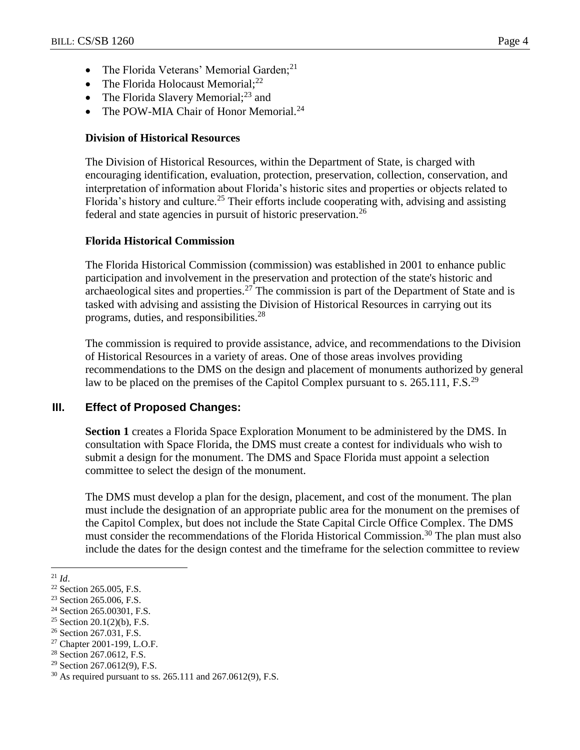- The Florida Veterans' Memorial Garden;[21]
- The Florida Holocaust Memorial;[22]
- The Florida Slavery Memorial;[23] and
- The POW-MIA Chair of Honor Memorial.[24]

### Division of Historical Resources

The Division of Historical Resources, within the Department of State, is charged with encouraging identification, evaluation, protection, preservation, collection, conservation, and interpretation of information about Florida's historic sites and properties or objects related to Florida's history and culture.[25] Their efforts include cooperating with, advising and assisting federal and state agencies in pursuit of historic preservation.[26]

### Florida Historical Commission

The Florida Historical Commission (commission) was established in 2001 to enhance public participation and involvement in the preservation and protection of the state's historic and archaeological sites and properties.[27] The commission is part of the Department of State and is tasked with advising and assisting the Division of Historical Resources in carrying out its programs, duties, and responsibilities.[28]

The commission is required to provide assistance, advice, and recommendations to the Division of Historical Resources in a variety of areas. One of those areas involves providing recommendations to the DMS on the design and placement of monuments authorized by general law to be placed on the premises of the Capitol Complex pursuant to s. 265.111, F.S.[29]

## III. Effect of Proposed Changes:

**Section 1** creates a Florida Space Exploration Monument to be administered by the DMS. In consultation with Space Florida, the DMS must create a contest for individuals who wish to submit a design for the monument. The DMS and Space Florida must appoint a selection committee to select the design of the monument.

The DMS must develop a plan for the design, placement, and cost of the monument. The plan must include the designation of an appropriate public area for the monument on the premises of the Capitol Complex, but does not include the State Capital Circle Office Complex. The DMS must consider the recommendations of the Florida Historical Commission.[30] The plan must also include the dates for the design contest and the timeframe for the selection committee to review

---

[21] *Id*.
[22] Section 265.005, F.S.
[23] Section 265.006, F.S.
[24] Section 265.00301, F.S.
[25] Section 20.1(2)(b), F.S.
[26] Section 267.031, F.S.
[27] Chapter 2001-199, L.O.F.
[28] Section 267.0612, F.S.
[29] Section 267.0612(9), F.S.
[30] As required pursuant to ss. 265.111 and 267.0612(9), F.S.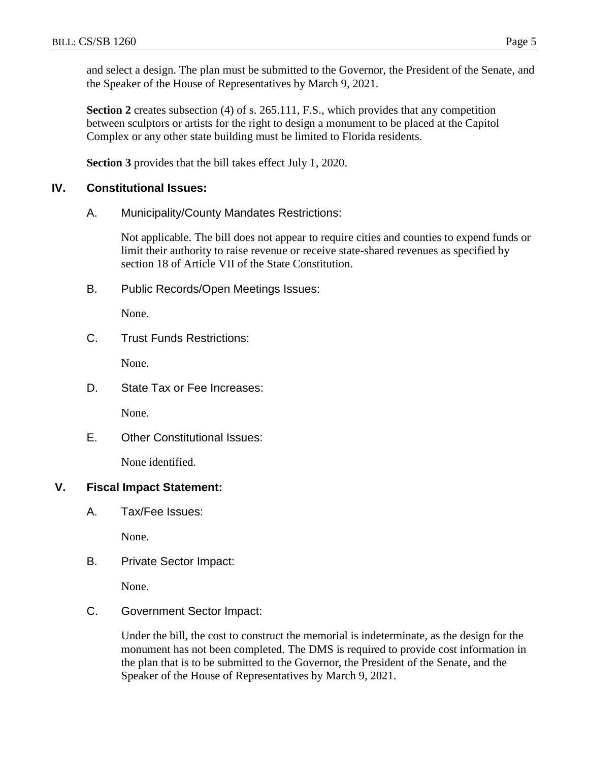and select a design. The plan must be submitted to the Governor, the President of the Senate, and the Speaker of the House of Representatives by March 9, 2021.

**Section 2** creates subsection (4) of s. 265.111, F.S., which provides that any competition between sculptors or artists for the right to design a monument to be placed at the Capitol Complex or any other state building must be limited to Florida residents.

**Section 3** provides that the bill takes effect July 1, 2020.

## IV. Constitutional Issues:

### A. Municipality/County Mandates Restrictions:

Not applicable. The bill does not appear to require cities and counties to expend funds or limit their authority to raise revenue or receive state-shared revenues as specified by section 18 of Article VII of the State Constitution.

### B. Public Records/Open Meetings Issues:

None.

### C. Trust Funds Restrictions:

None.

### D. State Tax or Fee Increases:

None.

### E. Other Constitutional Issues:

None identified.

## V. Fiscal Impact Statement:

### A. Tax/Fee Issues:

None.

### B. Private Sector Impact:

None.

### C. Government Sector Impact:

Under the bill, the cost to construct the memorial is indeterminate, as the design for the monument has not been completed. The DMS is required to provide cost information in the plan that is to be submitted to the Governor, the President of the Senate, and the Speaker of the House of Representatives by March 9, 2021.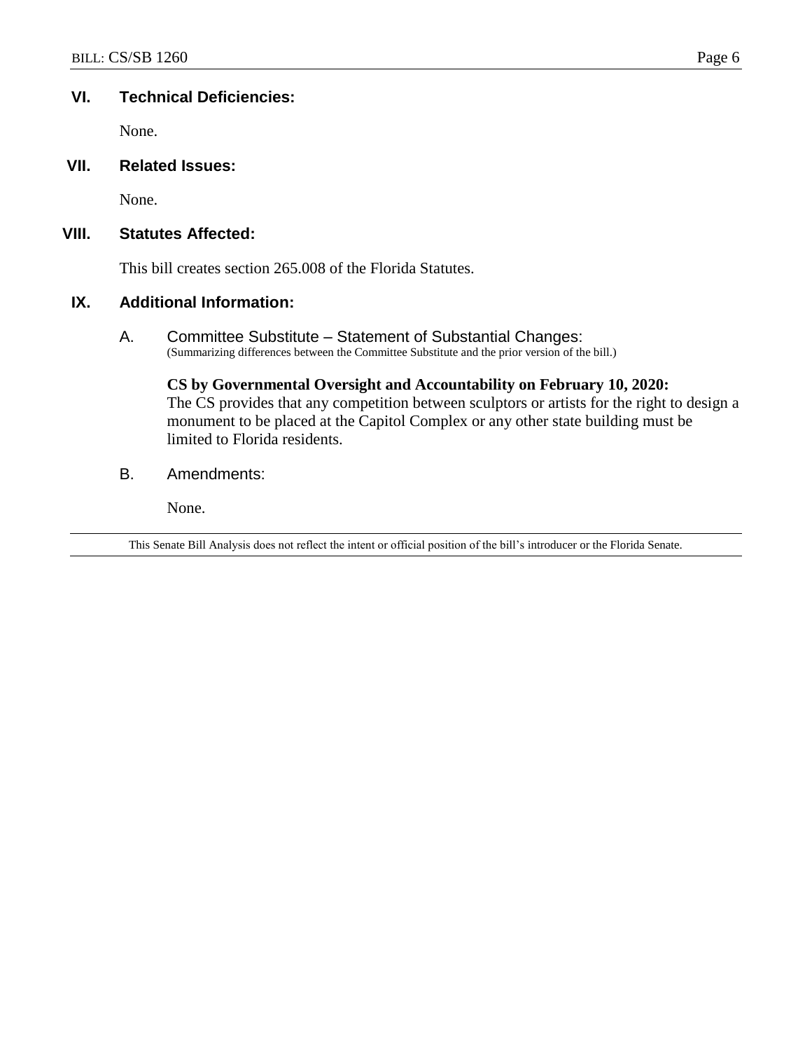## VI. Technical Deficiencies:

None.

## VII. Related Issues:

None.

## VIII. Statutes Affected:

This bill creates section 265.008 of the Florida Statutes.

## IX. Additional Information:

### A. Committee Substitute – Statement of Substantial Changes:
(Summarizing differences between the Committee Substitute and the prior version of the bill.)

**CS by Governmental Oversight and Accountability on February 10, 2020:**
The CS provides that any competition between sculptors or artists for the right to design a monument to be placed at the Capitol Complex or any other state building must be limited to Florida residents.

### B. Amendments:

None.

This Senate Bill Analysis does not reflect the intent or official position of the bill's introducer or the Florida Senate.